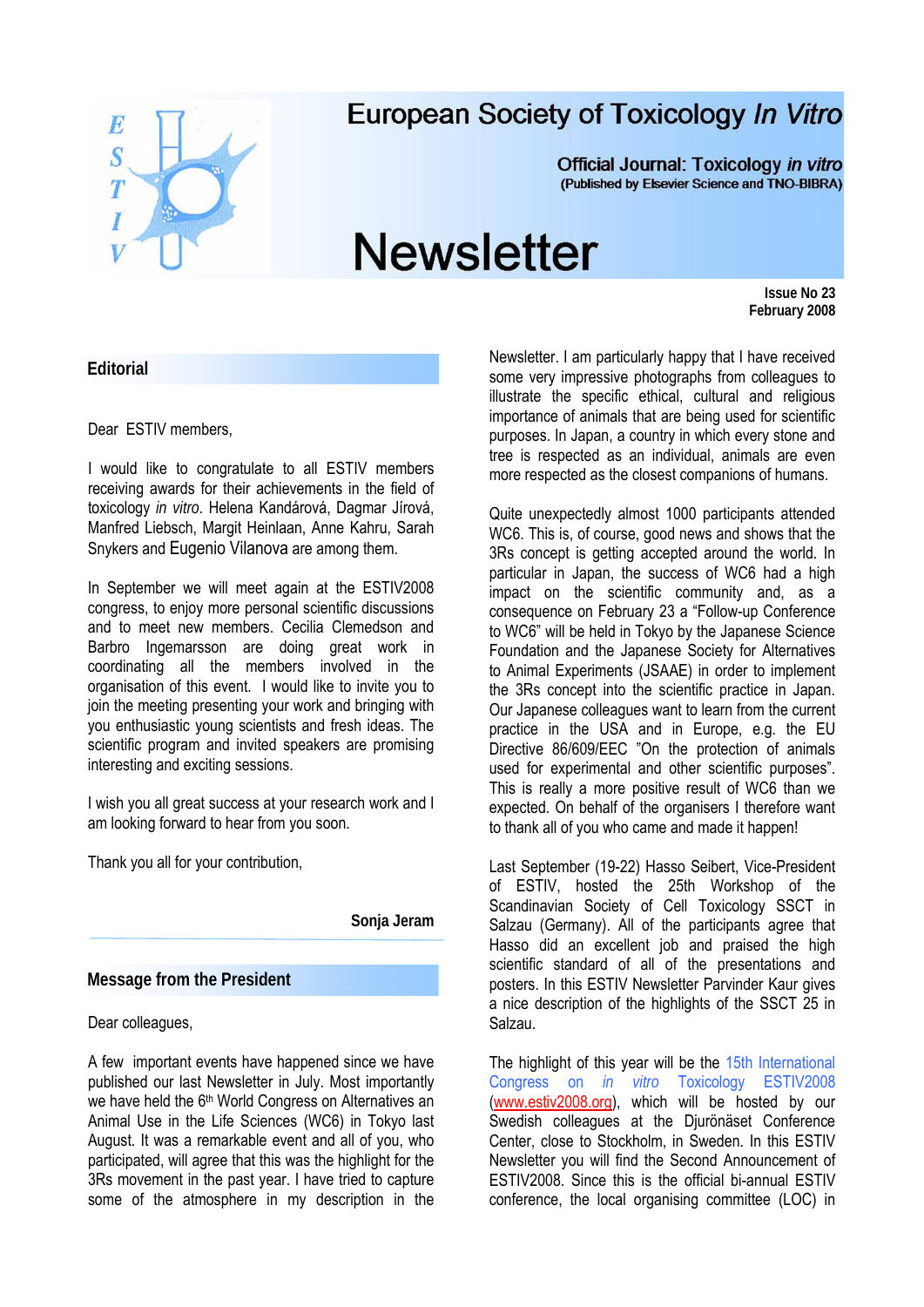# European Society of Toxicology *In Vitro*

**Official Journal: Toxicology *in vitro***
**(Published by Elsevier Science and TNO-BIBRA)**

# Newsletter

**Issue No 23**
**February 2008**

## Editorial

Dear ESTIV members,

I would like to congratulate to all ESTIV members receiving awards for their achievements in the field of toxicology *in vitro*. Helena Kandárová, Dagmar Jírová, Manfred Liebsch, Margit Heinlaan, Anne Kahru, Sarah Snykers and Eugenio Vilanova are among them.

In September we will meet again at the ESTIV2008 congress, to enjoy more personal scientific discussions and to meet new members. Cecilia Clemedson and Barbro Ingemarsson are doing great work in coordinating all the members involved in the organisation of this event. I would like to invite you to join the meeting presenting your work and bringing with you enthusiastic young scientists and fresh ideas. The scientific program and invited speakers are promising interesting and exciting sessions.

I wish you all great success at your research work and I am looking forward to hear from you soon.

Thank you all for your contribution,

**Sonja Jeram**

## Message from the President

Dear colleagues,

A few important events have happened since we have published our last Newsletter in July. Most importantly we have held the 6th World Congress on Alternatives an Animal Use in the Life Sciences (WC6) in Tokyo last August. It was a remarkable event and all of you, who participated, will agree that this was the highlight for the 3Rs movement in the past year. I have tried to capture some of the atmosphere in my description in the Newsletter. I am particularly happy that I have received some very impressive photographs from colleagues to illustrate the specific ethical, cultural and religious importance of animals that are being used for scientific purposes. In Japan, a country in which every stone and tree is respected as an individual, animals are even more respected as the closest companions of humans.

Quite unexpectedly almost 1000 participants attended WC6. This is, of course, good news and shows that the 3Rs concept is getting accepted around the world. In particular in Japan, the success of WC6 had a high impact on the scientific community and, as a consequence on February 23 a "Follow-up Conference to WC6" will be held in Tokyo by the Japanese Science Foundation and the Japanese Society for Alternatives to Animal Experiments (JSAAE) in order to implement the 3Rs concept into the scientific practice in Japan. Our Japanese colleagues want to learn from the current practice in the USA and in Europe, e.g. the EU Directive 86/609/EEC "On the protection of animals used for experimental and other scientific purposes". This is really a more positive result of WC6 than we expected. On behalf of the organisers I therefore want to thank all of you who came and made it happen!

Last September (19-22) Hasso Seibert, Vice-President of ESTIV, hosted the 25th Workshop of the Scandinavian Society of Cell Toxicology SSCT in Salzau (Germany). All of the participants agree that Hasso did an excellent job and praised the high scientific standard of all of the presentations and posters. In this ESTIV Newsletter Parvinder Kaur gives a nice description of the highlights of the SSCT 25 in Salzau.

The highlight of this year will be the 15th International Congress on *in vitro* Toxicology ESTIV2008 (www.estiv2008.org), which will be hosted by our Swedish colleagues at the Djurönäset Conference Center, close to Stockholm, in Sweden. In this ESTIV Newsletter you will find the Second Announcement of ESTIV2008. Since this is the official bi-annual ESTIV conference, the local organising committee (LOC) in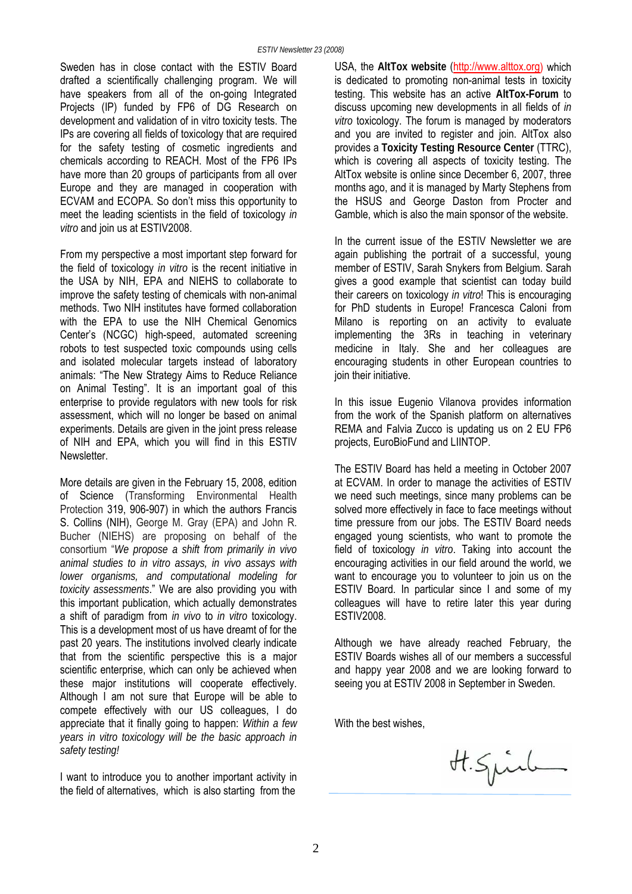Sweden has in close contact with the ESTIV Board drafted a scientifically challenging program. We will have speakers from all of the on-going Integrated Projects (IP) funded by FP6 of DG Research on development and validation of in vitro toxicity tests. The IPs are covering all fields of toxicology that are required for the safety testing of cosmetic ingredients and chemicals according to REACH. Most of the FP6 IPs have more than 20 groups of participants from all over Europe and they are managed in cooperation with ECVAM and ECOPA. So don't miss this opportunity to meet the leading scientists in the field of toxicology *in vitro* and join us at ESTIV2008.

From my perspective a most important step forward for the field of toxicology *in vitro* is the recent initiative in the USA by NIH, EPA and NIEHS to collaborate to improve the safety testing of chemicals with non-animal methods. Two NIH institutes have formed collaboration with the EPA to use the NIH Chemical Genomics Center's (NCGC) high-speed, automated screening robots to test suspected toxic compounds using cells and isolated molecular targets instead of laboratory animals: "The New Strategy Aims to Reduce Reliance on Animal Testing". It is an important goal of this enterprise to provide regulators with new tools for risk assessment, which will no longer be based on animal experiments. Details are given in the joint press release of NIH and EPA, which you will find in this ESTIV Newsletter.

More details are given in the February 15, 2008, edition of Science (Transforming Environmental Health Protection 319, 906-907) in which the authors Francis S. Collins (NIH), George M. Gray (EPA) and John R. Bucher (NIEHS) are proposing on behalf of the consortium "*We propose a shift from primarily in vivo animal studies to in vitro assays, in vivo assays with lower organisms, and computational modeling for toxicity assessments*." We are also providing you with this important publication, which actually demonstrates a shift of paradigm from *in vivo* to *in vitro* toxicology. This is a development most of us have dreamt of for the past 20 years. The institutions involved clearly indicate that from the scientific perspective this is a major scientific enterprise, which can only be achieved when these major institutions will cooperate effectively. Although I am not sure that Europe will be able to compete effectively with our US colleagues, I do appreciate that it finally going to happen: *Within a few years in vitro toxicology will be the basic approach in safety testing!*

I want to introduce you to another important activity in the field of alternatives, which is also starting from the USA, the **AltTox website** (http://www.alttox.org) which is dedicated to promoting non-animal tests in toxicity testing. This website has an active **AltTox-Forum** to discuss upcoming new developments in all fields of *in vitro* toxicology. The forum is managed by moderators and you are invited to register and join. AltTox also provides a **Toxicity Testing Resource Center** (TTRC), which is covering all aspects of toxicity testing. The AltTox website is online since December 6, 2007, three months ago, and it is managed by Marty Stephens from the HSUS and George Daston from Procter and Gamble, which is also the main sponsor of the website.

In the current issue of the ESTIV Newsletter we are again publishing the portrait of a successful, young member of ESTIV, Sarah Snykers from Belgium. Sarah gives a good example that scientist can today build their careers on toxicology *in vitro*! This is encouraging for PhD students in Europe! Francesca Caloni from Milano is reporting on an activity to evaluate implementing the 3Rs in teaching in veterinary medicine in Italy. She and her colleagues are encouraging students in other European countries to join their initiative.

In this issue Eugenio Vilanova provides information from the work of the Spanish platform on alternatives REMA and Falvia Zucco is updating us on 2 EU FP6 projects, EuroBioFund and LIINTOP.

The ESTIV Board has held a meeting in October 2007 at ECVAM. In order to manage the activities of ESTIV we need such meetings, since many problems can be solved more effectively in face to face meetings without time pressure from our jobs. The ESTIV Board needs engaged young scientists, who want to promote the field of toxicology *in vitro*. Taking into account the encouraging activities in our field around the world, we want to encourage you to volunteer to join us on the ESTIV Board. In particular since I and some of my colleagues will have to retire later this year during ESTIV2008.

Although we have already reached February, the ESTIV Boards wishes all of our members a successful and happy year 2008 and we are looking forward to seeing you at ESTIV 2008 in September in Sweden.

With the best wishes,

H. Spielmann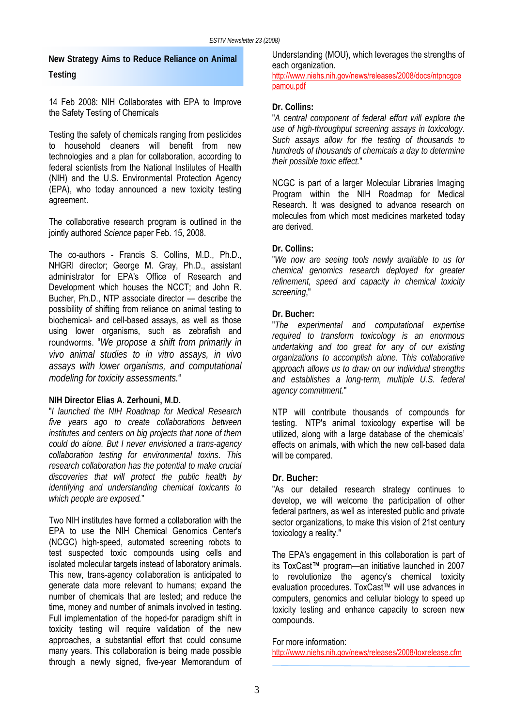## New Strategy Aims to Reduce Reliance on Animal Testing

14 Feb 2008: NIH Collaborates with EPA to Improve the Safety Testing of Chemicals

Testing the safety of chemicals ranging from pesticides to household cleaners will benefit from new technologies and a plan for collaboration, according to federal scientists from the National Institutes of Health (NIH) and the U.S. Environmental Protection Agency (EPA), who today announced a new toxicity testing agreement.

The collaborative research program is outlined in the jointly authored *Science* paper Feb. 15, 2008.

The co-authors - Francis S. Collins, M.D., Ph.D., NHGRI director; George M. Gray, Ph.D., assistant administrator for EPA's Office of Research and Development which houses the NCCT; and John R. Bucher, Ph.D., NTP associate director — describe the possibility of shifting from reliance on animal testing to biochemical- and cell-based assays, as well as those using lower organisms, such as zebrafish and roundworms. "*We propose a shift from primarily in vivo animal studies to in vitro assays, in vivo assays with lower organisms, and computational modeling for toxicity assessments.*"

**NIH Director Elias A. Zerhouni, M.D.**
"*I launched the NIH Roadmap for Medical Research five years ago to create collaborations between institutes and centers on big projects that none of them could do alone. But I never envisioned a trans-agency collaboration testing for environmental toxins. This research collaboration has the potential to make crucial discoveries that will protect the public health by identifying and understanding chemical toxicants to which people are exposed.*"

Two NIH institutes have formed a collaboration with the EPA to use the NIH Chemical Genomics Center's (NCGC) high-speed, automated screening robots to test suspected toxic compounds using cells and isolated molecular targets instead of laboratory animals. This new, trans-agency collaboration is anticipated to generate data more relevant to humans; expand the number of chemicals that are tested; and reduce the time, money and number of animals involved in testing. Full implementation of the hoped-for paradigm shift in toxicity testing will require validation of the new approaches, a substantial effort that could consume many years. This collaboration is being made possible through a newly signed, five-year Memorandum of Understanding (MOU), which leverages the strengths of each organization.
http://www.niehs.nih.gov/news/releases/2008/docs/ntpncgcepamou.pdf

**Dr. Collins:**
"*A central component of federal effort will explore the use of high-throughput screening assays in toxicology. Such assays allow for the testing of thousands to hundreds of thousands of chemicals a day to determine their possible toxic effect.*"

NCGC is part of a larger Molecular Libraries Imaging Program within the NIH Roadmap for Medical Research. It was designed to advance research on molecules from which most medicines marketed today are derived.

**Dr. Collins:**
"*We now are seeing tools newly available to us for chemical genomics research deployed for greater refinement, speed and capacity in chemical toxicity screening,*"

**Dr. Bucher:**
"*The experimental and computational expertise required to transform toxicology is an enormous undertaking and too great for any of our existing organizations to accomplish alone. This collaborative approach allows us to draw on our individual strengths and establishes a long-term, multiple U.S. federal agency commitment.*"

NTP will contribute thousands of compounds for testing. NTP's animal toxicology expertise will be utilized, along with a large database of the chemicals' effects on animals, with which the new cell-based data will be compared.

**Dr. Bucher:**
"As our detailed research strategy continues to develop, we will welcome the participation of other federal partners, as well as interested public and private sector organizations, to make this vision of 21st century toxicology a reality."

The EPA's engagement in this collaboration is part of its ToxCast™ program—an initiative launched in 2007 to revolutionize the agency's chemical toxicity evaluation procedures. ToxCast™ will use advances in computers, genomics and cellular biology to speed up toxicity testing and enhance capacity to screen new compounds.

For more information:
http://www.niehs.nih.gov/news/releases/2008/toxrelease.cfm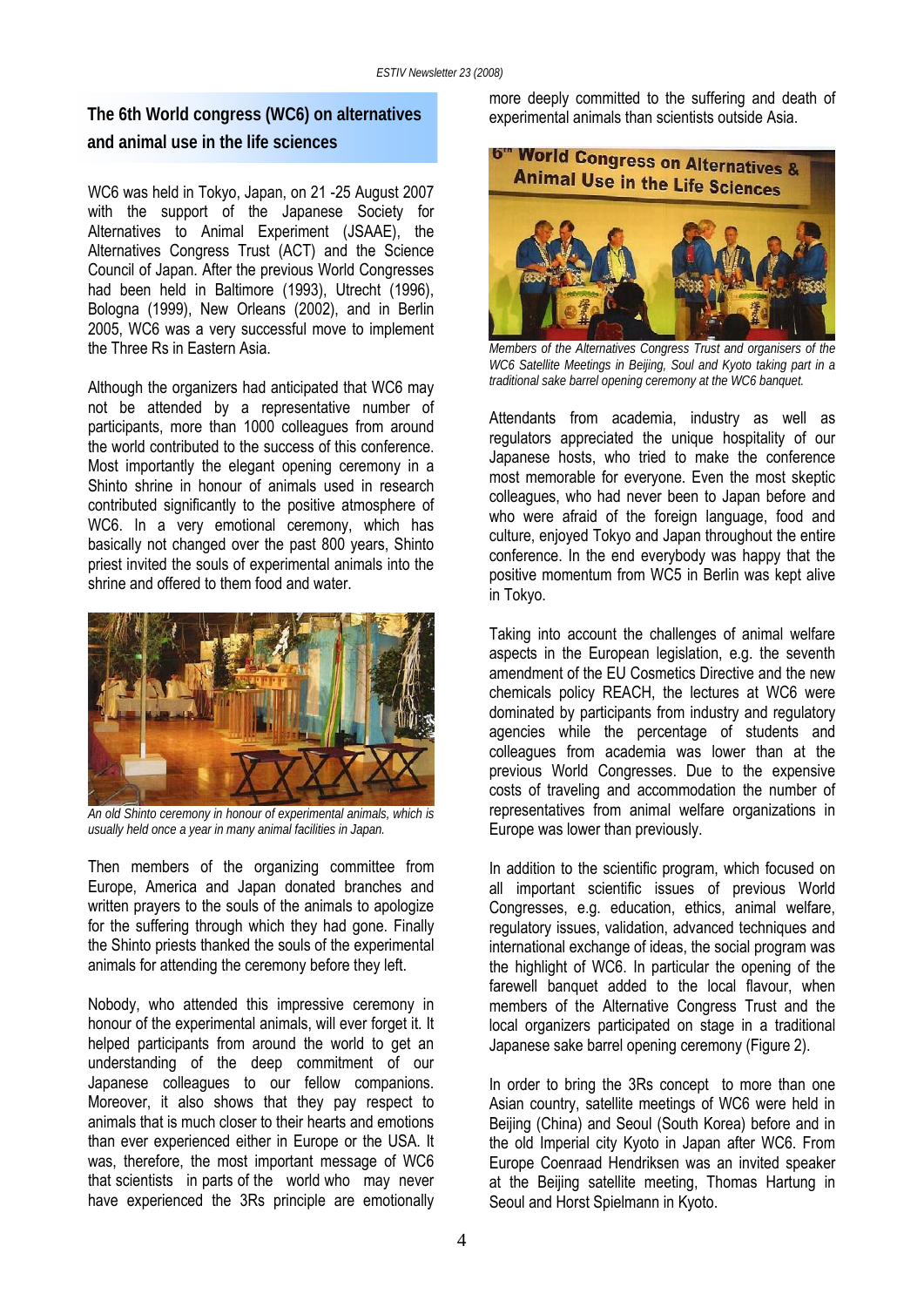## The 6th World congress (WC6) on alternatives and animal use in the life sciences

WC6 was held in Tokyo, Japan, on 21 -25 August 2007 with the support of the Japanese Society for Alternatives to Animal Experiment (JSAAE), the Alternatives Congress Trust (ACT) and the Science Council of Japan. After the previous World Congresses had been held in Baltimore (1993), Utrecht (1996), Bologna (1999), New Orleans (2002), and in Berlin 2005, WC6 was a very successful move to implement the Three Rs in Eastern Asia.

Although the organizers had anticipated that WC6 may not be attended by a representative number of participants, more than 1000 colleagues from around the world contributed to the success of this conference. Most importantly the elegant opening ceremony in a Shinto shrine in honour of animals used in research contributed significantly to the positive atmosphere of WC6. In a very emotional ceremony, which has basically not changed over the past 800 years, Shinto priest invited the souls of experimental animals into the shrine and offered to them food and water.

*An old Shinto ceremony in honour of experimental animals, which is usually held once a year in many animal facilities in Japan.*

Then members of the organizing committee from Europe, America and Japan donated branches and written prayers to the souls of the animals to apologize for the suffering through which they had gone. Finally the Shinto priests thanked the souls of the experimental animals for attending the ceremony before they left.

Nobody, who attended this impressive ceremony in honour of the experimental animals, will ever forget it. It helped participants from around the world to get an understanding of the deep commitment of our Japanese colleagues to our fellow companions. Moreover, it also shows that they pay respect to animals that is much closer to their hearts and emotions than ever experienced either in Europe or the USA. It was, therefore, the most important message of WC6 that scientists in parts of the world who may never have experienced the 3Rs principle are emotionally more deeply committed to the suffering and death of experimental animals than scientists outside Asia.

*Members of the Alternatives Congress Trust and organisers of the WC6 Satellite Meetings in Beijing, Soul and Kyoto taking part in a traditional sake barrel opening ceremony at the WC6 banquet.*

Attendants from academia, industry as well as regulators appreciated the unique hospitality of our Japanese hosts, who tried to make the conference most memorable for everyone. Even the most skeptic colleagues, who had never been to Japan before and who were afraid of the foreign language, food and culture, enjoyed Tokyo and Japan throughout the entire conference. In the end everybody was happy that the positive momentum from WC5 in Berlin was kept alive in Tokyo.

Taking into account the challenges of animal welfare aspects in the European legislation, e.g. the seventh amendment of the EU Cosmetics Directive and the new chemicals policy REACH, the lectures at WC6 were dominated by participants from industry and regulatory agencies while the percentage of students and colleagues from academia was lower than at the previous World Congresses. Due to the expensive costs of traveling and accommodation the number of representatives from animal welfare organizations in Europe was lower than previously.

In addition to the scientific program, which focused on all important scientific issues of previous World Congresses, e.g. education, ethics, animal welfare, regulatory issues, validation, advanced techniques and international exchange of ideas, the social program was the highlight of WC6. In particular the opening of the farewell banquet added to the local flavour, when members of the Alternative Congress Trust and the local organizers participated on stage in a traditional Japanese sake barrel opening ceremony (Figure 2).

In order to bring the 3Rs concept to more than one Asian country, satellite meetings of WC6 were held in Beijing (China) and Seoul (South Korea) before and in the old Imperial city Kyoto in Japan after WC6. From Europe Coenraad Hendriksen was an invited speaker at the Beijing satellite meeting, Thomas Hartung in Seoul and Horst Spielmann in Kyoto.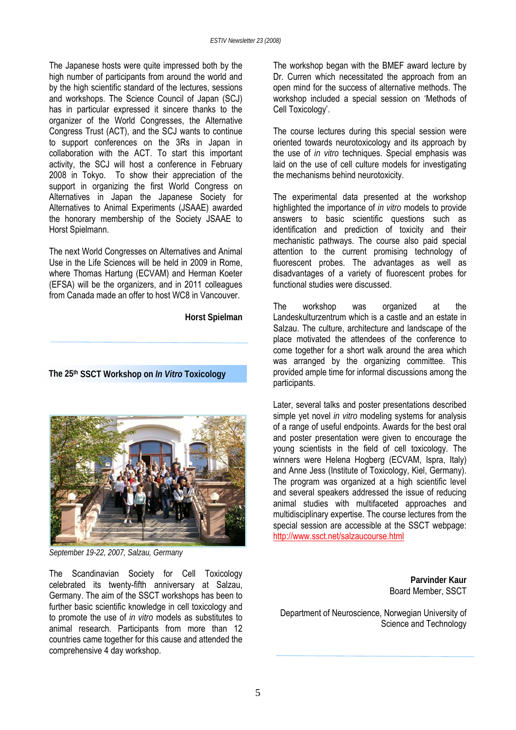The Japanese hosts were quite impressed both by the high number of participants from around the world and by the high scientific standard of the lectures, sessions and workshops. The Science Council of Japan (SCJ) has in particular expressed it sincere thanks to the organizer of the World Congresses, the Alternative Congress Trust (ACT), and the SCJ wants to continue to support conferences on the 3Rs in Japan in collaboration with the ACT. To start this important activity, the SCJ will host a conference in February 2008 in Tokyo. To show their appreciation of the support in organizing the first World Congress on Alternatives in Japan the Japanese Society for Alternatives to Animal Experiments (JSAAE) awarded the honorary membership of the Society JSAAE to Horst Spielmann.

The next World Congresses on Alternatives and Animal Use in the Life Sciences will be held in 2009 in Rome, where Thomas Hartung (ECVAM) and Herman Koeter (EFSA) will be the organizers, and in 2011 colleagues from Canada made an offer to host WC8 in Vancouver.

**Horst Spielman**

---

## The 25th SSCT Workshop on *In Vitro* Toxicology

*September 19-22, 2007, Salzau, Germany*

The Scandinavian Society for Cell Toxicology celebrated its twenty-fifth anniversary at Salzau, Germany. The aim of the SSCT workshops has been to further basic scientific knowledge in cell toxicology and to promote the use of *in vitro* models as substitutes to animal research. Participants from more than 12 countries came together for this cause and attended the comprehensive 4 day workshop.

The workshop began with the BMEF award lecture by Dr. Curren which necessitated the approach from an open mind for the success of alternative methods. The workshop included a special session on 'Methods of Cell Toxicology'.

The course lectures during this special session were oriented towards neurotoxicology and its approach by the use of *in vitro* techniques. Special emphasis was laid on the use of cell culture models for investigating the mechanisms behind neurotoxicity.

The experimental data presented at the workshop highlighted the importance of *in vitro* models to provide answers to basic scientific questions such as identification and prediction of toxicity and their mechanistic pathways. The course also paid special attention to the current promising technology of fluorescent probes. The advantages as well as disadvantages of a variety of fluorescent probes for functional studies were discussed.

The workshop was organized at the Landeskulturzentrum which is a castle and an estate in Salzau. The culture, architecture and landscape of the place motivated the attendees of the conference to come together for a short walk around the area which was arranged by the organizing committee. This provided ample time for informal discussions among the participants.

Later, several talks and poster presentations described simple yet novel *in vitro* modeling systems for analysis of a range of useful endpoints. Awards for the best oral and poster presentation were given to encourage the young scientists in the field of cell toxicology. The winners were Helena Hogberg (ECVAM, Ispra, Italy) and Anne Jess (Institute of Toxicology, Kiel, Germany). The program was organized at a high scientific level and several speakers addressed the issue of reducing animal studies with multifaceted approaches and multidisciplinary expertise. The course lectures from the special session are accessible at the SSCT webpage: http://www.ssct.net/salzaucourse.html

**Parvinder Kaur**
Board Member, SSCT

Department of Neuroscience, Norwegian University of Science and Technology

---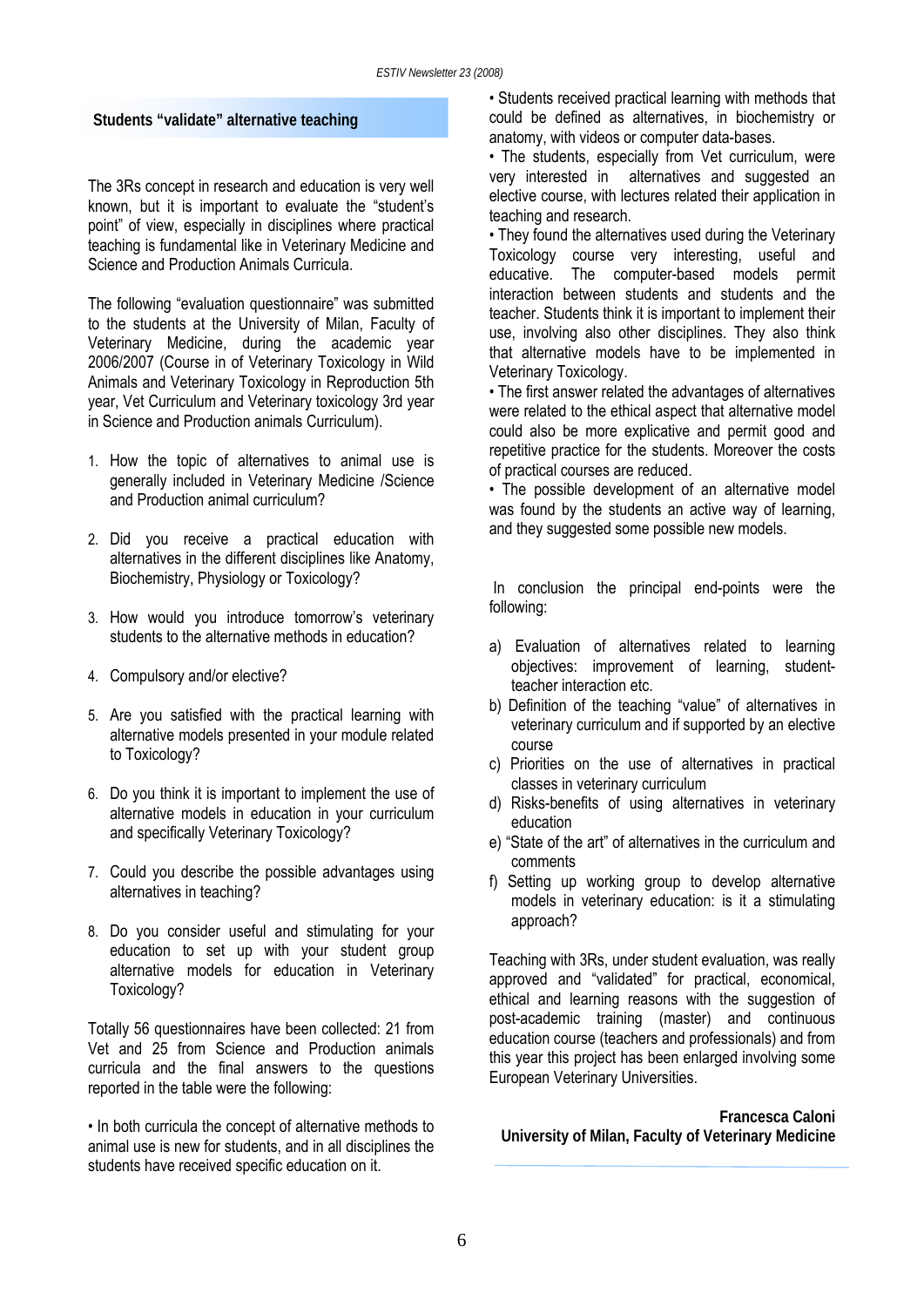## Students "validate" alternative teaching

The 3Rs concept in research and education is very well known, but it is important to evaluate the "student's point" of view, especially in disciplines where practical teaching is fundamental like in Veterinary Medicine and Science and Production Animals Curricula.

The following "evaluation questionnaire" was submitted to the students at the University of Milan, Faculty of Veterinary Medicine, during the academic year 2006/2007 (Course in of Veterinary Toxicology in Wild Animals and Veterinary Toxicology in Reproduction 5th year, Vet Curriculum and Veterinary toxicology 3rd year in Science and Production animals Curriculum).

1. How the topic of alternatives to animal use is generally included in Veterinary Medicine /Science and Production animal curriculum?
2. Did you receive a practical education with alternatives in the different disciplines like Anatomy, Biochemistry, Physiology or Toxicology?
3. How would you introduce tomorrow's veterinary students to the alternative methods in education?
4. Compulsory and/or elective?
5. Are you satisfied with the practical learning with alternative models presented in your module related to Toxicology?
6. Do you think it is important to implement the use of alternative models in education in your curriculum and specifically Veterinary Toxicology?
7. Could you describe the possible advantages using alternatives in teaching?
8. Do you consider useful and stimulating for your education to set up with your student group alternative models for education in Veterinary Toxicology?

Totally 56 questionnaires have been collected: 21 from Vet and 25 from Science and Production animals curricula and the final answers to the questions reported in the table were the following:

- In both curricula the concept of alternative methods to animal use is new for students, and in all disciplines the students have received specific education on it.
- Students received practical learning with methods that could be defined as alternatives, in biochemistry or anatomy, with videos or computer data-bases.
- The students, especially from Vet curriculum, were very interested in alternatives and suggested an elective course, with lectures related their application in teaching and research.
- They found the alternatives used during the Veterinary Toxicology course very interesting, useful and educative. The computer-based models permit interaction between students and students and the teacher. Students think it is important to implement their use, involving also other disciplines. They also think that alternative models have to be implemented in Veterinary Toxicology.
- The first answer related the advantages of alternatives were related to the ethical aspect that alternative model could also be more explicative and permit good and repetitive practice for the students. Moreover the costs of practical courses are reduced.
- The possible development of an alternative model was found by the students an active way of learning, and they suggested some possible new models.

In conclusion the principal end-points were the following:

a) Evaluation of alternatives related to learning objectives: improvement of learning, student-teacher interaction etc.
b) Definition of the teaching "value" of alternatives in veterinary curriculum and if supported by an elective course
c) Priorities on the use of alternatives in practical classes in veterinary curriculum
d) Risks-benefits of using alternatives in veterinary education
e) "State of the art" of alternatives in the curriculum and comments
f) Setting up working group to develop alternative models in veterinary education: is it a stimulating approach?

Teaching with 3Rs, under student evaluation, was really approved and "validated" for practical, economical, ethical and learning reasons with the suggestion of post-academic training (master) and continuous education course (teachers and professionals) and from this year this project has been enlarged involving some European Veterinary Universities.

**Francesca Caloni**
**University of Milan, Faculty of Veterinary Medicine**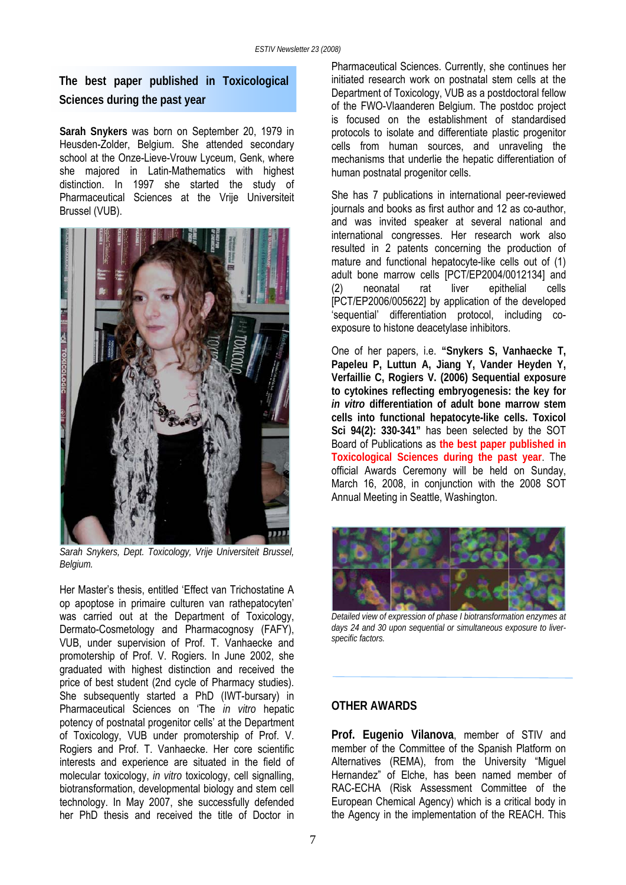## The best paper published in Toxicological Sciences during the past year

**Sarah Snykers** was born on September 20, 1979 in Heusden-Zolder, Belgium. She attended secondary school at the Onze-Lieve-Vrouw Lyceum, Genk, where she majored in Latin-Mathematics with highest distinction. In 1997 she started the study of Pharmaceutical Sciences at the Vrije Universiteit Brussel (VUB).

*Sarah Snykers, Dept. Toxicology, Vrije Universiteit Brussel, Belgium.*

Her Master's thesis, entitled 'Effect van Trichostatine A op apoptose in primaire culturen van rathepatocyten' was carried out at the Department of Toxicology, Dermato-Cosmetology and Pharmacognosy (FAFY), VUB, under supervision of Prof. T. Vanhaecke and promotership of Prof. V. Rogiers. In June 2002, she graduated with highest distinction and received the price of best student (2nd cycle of Pharmacy studies). She subsequently started a PhD (IWT-bursary) in Pharmaceutical Sciences on 'The *in vitro* hepatic potency of postnatal progenitor cells' at the Department of Toxicology, VUB under promotership of Prof. V. Rogiers and Prof. T. Vanhaecke. Her core scientific interests and experience are situated in the field of molecular toxicology, *in vitro* toxicology, cell signalling, biotransformation, developmental biology and stem cell technology. In May 2007, she successfully defended her PhD thesis and received the title of Doctor in Pharmaceutical Sciences. Currently, she continues her initiated research work on postnatal stem cells at the Department of Toxicology, VUB as a postdoctoral fellow of the FWO-Vlaanderen Belgium. The postdoc project is focused on the establishment of standardised protocols to isolate and differentiate plastic progenitor cells from human sources, and unraveling the mechanisms that underlie the hepatic differentiation of human postnatal progenitor cells.

She has 7 publications in international peer-reviewed journals and books as first author and 12 as co-author, and was invited speaker at several national and international congresses. Her research work also resulted in 2 patents concerning the production of mature and functional hepatocyte-like cells out of (1) adult bone marrow cells [PCT/EP2004/0012134] and (2) neonatal rat liver epithelial cells [PCT/EP2006/005622] by application of the developed 'sequential' differentiation protocol, including co-exposure to histone deacetylase inhibitors.

One of her papers, i.e. **"Snykers S, Vanhaecke T, Papeleu P, Luttun A, Jiang Y, Vander Heyden Y, Verfaillie C, Rogiers V. (2006) Sequential exposure to cytokines reflecting embryogenesis: the key for *in vitro* differentiation of adult bone marrow stem cells into functional hepatocyte-like cells. Toxicol Sci 94(2): 330-341"** has been selected by the SOT Board of Publications as **the best paper published in Toxicological Sciences during the past year**. The official Awards Ceremony will be held on Sunday, March 16, 2008, in conjunction with the 2008 SOT Annual Meeting in Seattle, Washington.

*Detailed view of expression of phase I biotransformation enzymes at days 24 and 30 upon sequential or simultaneous exposure to liver-specific factors.*

## OTHER AWARDS

**Prof. Eugenio Vilanova**, member of STIV and member of the Committee of the Spanish Platform on Alternatives (REMA), from the University "Miguel Hernandez" of Elche, has been named member of RAC-ECHA (Risk Assessment Committee of the European Chemical Agency) which is a critical body in the Agency in the implementation of the REACH. This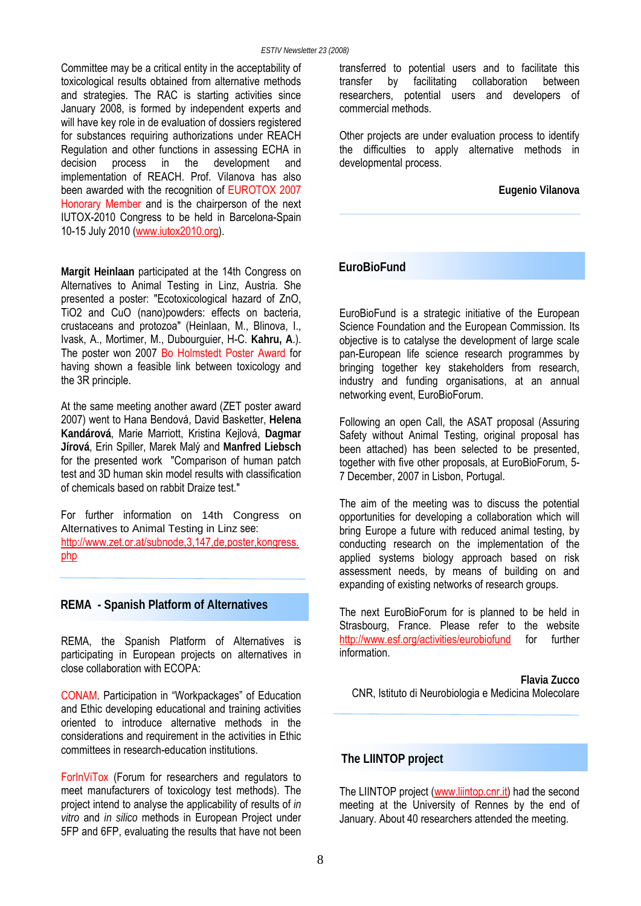Committee may be a critical entity in the acceptability of toxicological results obtained from alternative methods and strategies. The RAC is starting activities since January 2008, is formed by independent experts and will have key role in de evaluation of dossiers registered for substances requiring authorizations under REACH Regulation and other functions in assessing ECHA in decision process in the development and implementation of REACH. Prof. Vilanova has also been awarded with the recognition of EUROTOX 2007 Honorary Member and is the chairperson of the next IUTOX-2010 Congress to be held in Barcelona-Spain 10-15 July 2010 (www.iutox2010.org).

**Margit Heinlaan** participated at the 14th Congress on Alternatives to Animal Testing in Linz, Austria. She presented a poster: "Ecotoxicological hazard of ZnO, TiO2 and CuO (nano)powders: effects on bacteria, crustaceans and protozoa" (Heinlaan, M., Blinova, I., Ivask, A., Mortimer, M., Dubourguier, H-C. **Kahru, A**.). The poster won 2007 Bo Holmstedt Poster Award for having shown a feasible link between toxicology and the 3R principle.

At the same meeting another award (ZET poster award 2007) went to Hana Bendová, David Basketter, **Helena Kandárová**, Marie Marriott, Kristina Kejlová, **Dagmar Jírová**, Erin Spiller, Marek Malý and **Manfred Liebsch** for the presented work "Comparison of human patch test and 3D human skin model results with classification of chemicals based on rabbit Draize test."

For further information on 14th Congress on Alternatives to Animal Testing in Linz see: http://www.zet.or.at/subnode,3,147,de,poster,kongress.php

## REMA - Spanish Platform of Alternatives

REMA, the Spanish Platform of Alternatives is participating in European projects on alternatives in close collaboration with ECOPA:

CONAM. Participation in "Workpackages" of Education and Ethic developing educational and training activities oriented to introduce alternative methods in the considerations and requirement in the activities in Ethic committees in research-education institutions.

ForInViTox (Forum for researchers and regulators to meet manufacturers of toxicology test methods). The project intend to analyse the applicability of results of *in vitro* and *in silico* methods in European Project under 5FP and 6FP, evaluating the results that have not been transferred to potential users and to facilitate this transfer by facilitating collaboration between researchers, potential users and developers of commercial methods.

Other projects are under evaluation process to identify the difficulties to apply alternative methods in developmental process.

**Eugenio Vilanova**

## EuroBioFund

EuroBioFund is a strategic initiative of the European Science Foundation and the European Commission. Its objective is to catalyse the development of large scale pan-European life science research programmes by bringing together key stakeholders from research, industry and funding organisations, at an annual networking event, EuroBioForum.

Following an open Call, the ASAT proposal (Assuring Safety without Animal Testing, original proposal has been attached) has been selected to be presented, together with five other proposals, at EuroBioForum, 5-7 December, 2007 in Lisbon, Portugal.

The aim of the meeting was to discuss the potential opportunities for developing a collaboration which will bring Europe a future with reduced animal testing, by conducting research on the implementation of the applied systems biology approach based on risk assessment needs, by means of building on and expanding of existing networks of research groups.

The next EuroBioForum for is planned to be held in Strasbourg, France. Please refer to the website http://www.esf.org/activities/eurobiofund for further information.

**Flavia Zucco**
CNR, Istituto di Neurobiologia e Medicina Molecolare

## The LIINTOP project

The LIINTOP project (www.liintop.cnr.it) had the second meeting at the University of Rennes by the end of January. About 40 researchers attended the meeting.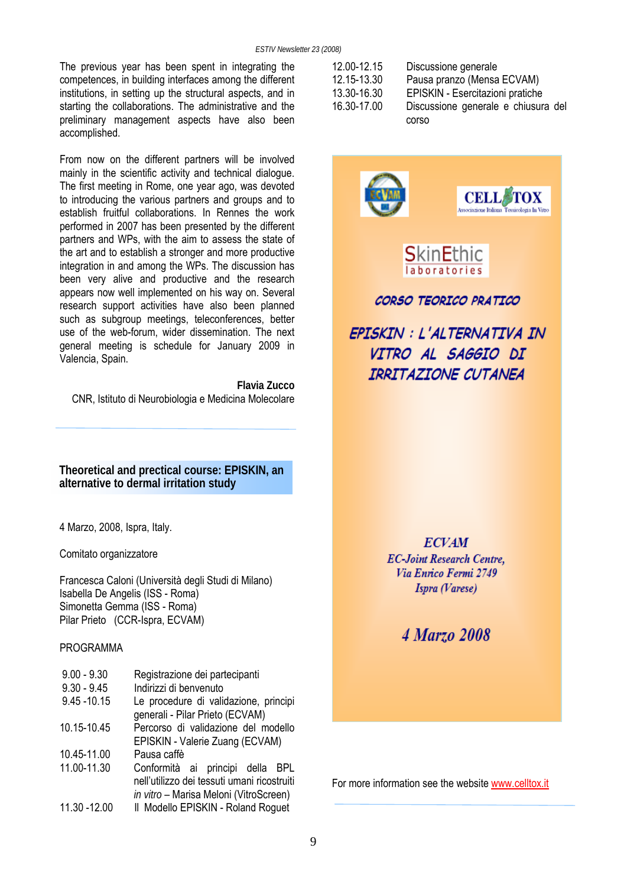The previous year has been spent in integrating the competences, in building interfaces among the different institutions, in setting up the structural aspects, and in starting the collaborations. The administrative and the preliminary management aspects have also been accomplished.

From now on the different partners will be involved mainly in the scientific activity and technical dialogue. The first meeting in Rome, one year ago, was devoted to introducing the various partners and groups and to establish fruitful collaborations. In Rennes the work performed in 2007 has been presented by the different partners and WPs, with the aim to assess the state of the art and to establish a stronger and more productive integration in and among the WPs. The discussion has been very alive and productive and the research appears now well implemented on his way on. Several research support activities have also been planned such as subgroup meetings, teleconferences, better use of the web-forum, wider dissemination. The next general meeting is schedule for January 2009 in Valencia, Spain.

**Flavia Zucco**
CNR, Istituto di Neurobiologia e Medicina Molecolare

## Theoretical and prectical course: EPISKIN, an alternative to dermal irritation study

4 Marzo, 2008, Ispra, Italy.

Comitato organizzatore

Francesca Caloni (Università degli Studi di Milano)
Isabella De Angelis (ISS - Roma)
Simonetta Gemma (ISS - Roma)
Pilar Prieto (CCR-Ispra, ECVAM)

PROGRAMMA

| | |
|---|---|
| 9.00 - 9.30 | Registrazione dei partecipanti |
| 9.30 - 9.45 | Indirizzi di benvenuto |
| 9.45 -10.15 | Le procedure di validazione, principi generali - Pilar Prieto (ECVAM) |
| 10.15-10.45 | Percorso di validazione del modello EPISKIN - Valerie Zuang (ECVAM) |
| 10.45-11.00 | Pausa caffè |
| 11.00-11.30 | Conformità ai principi della BPL nell'utilizzo dei tessuti umani ricostruiti *in vitro* – Marisa Meloni (VitroScreen) |
| 11.30 -12.00 | Il Modello EPISKIN - Roland Roguet |
| 12.00-12.15 | Discussione generale |
| 12.15-13.30 | Pausa pranzo (Mensa ECVAM) |
| 13.30-16.30 | EPISKIN - Esercitazioni pratiche |
| 16.30-17.00 | Discussione generale e chiusura del corso |

ECVAM — CELLTOX Associazione Italiana Tossicologia In Vitro — SkinEthic laboratories

**CORSO TEORICO PRATICO**

**EPISKIN : L'ALTERNATIVA IN VITRO AL SAGGIO DI IRRITAZIONE CUTANEA**

*ECVAM*
*EC-Joint Research Centre,*
*Via Enrico Fermi 2749*
*Ispra (Varese)*

*4 Marzo 2008*

For more information see the website www.celltox.it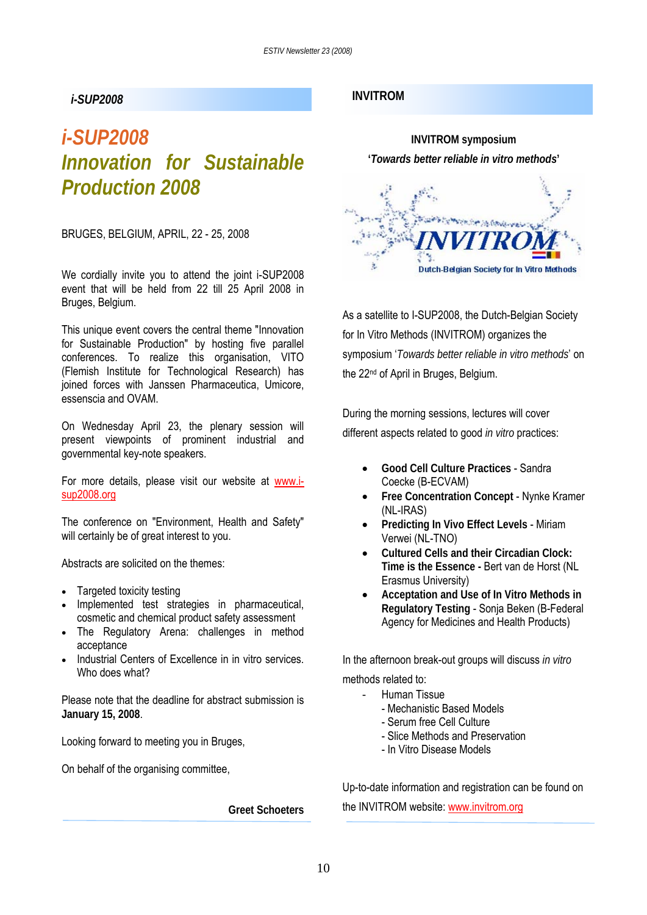## i-SUP2008

# *i-SUP2008*
# *Innovation for Sustainable Production 2008*

BRUGES, BELGIUM, APRIL, 22 - 25, 2008

We cordially invite you to attend the joint i-SUP2008 event that will be held from 22 till 25 April 2008 in Bruges, Belgium.

This unique event covers the central theme "Innovation for Sustainable Production" by hosting five parallel conferences. To realize this organisation, VITO (Flemish Institute for Technological Research) has joined forces with Janssen Pharmaceutica, Umicore, essenscia and OVAM.

On Wednesday April 23, the plenary session will present viewpoints of prominent industrial and governmental key-note speakers.

For more details, please visit our website at www.i-sup2008.org

The conference on "Environment, Health and Safety" will certainly be of great interest to you.

Abstracts are solicited on the themes:

- Targeted toxicity testing
- Implemented test strategies in pharmaceutical, cosmetic and chemical product safety assessment
- The Regulatory Arena: challenges in method acceptance
- Industrial Centers of Excellence in in vitro services. Who does what?

Please note that the deadline for abstract submission is **January 15, 2008**.

Looking forward to meeting you in Bruges,

On behalf of the organising committee,

**Greet Schoeters**

## INVITROM

**INVITROM symposium**
**'*Towards better reliable in vitro methods*'**

INVITROM
Dutch-Belgian Society for In Vitro Methods

As a satellite to I-SUP2008, the Dutch-Belgian Society for In Vitro Methods (INVITROM) organizes the symposium '*Towards better reliable in vitro methods*' on the 22nd of April in Bruges, Belgium.

During the morning sessions, lectures will cover different aspects related to good *in vitro* practices:

- **Good Cell Culture Practices** - Sandra Coecke (B-ECVAM)
- **Free Concentration Concept** - Nynke Kramer (NL-IRAS)
- **Predicting In Vivo Effect Levels** - Miriam Verwei (NL-TNO)
- **Cultured Cells and their Circadian Clock: Time is the Essence -** Bert van de Horst (NL Erasmus University)
- **Acceptation and Use of In Vitro Methods in Regulatory Testing** - Sonja Beken (B-Federal Agency for Medicines and Health Products)

In the afternoon break-out groups will discuss *in vitro* methods related to:

- Human Tissue
- Mechanistic Based Models
- Serum free Cell Culture
- Slice Methods and Preservation
- In Vitro Disease Models

Up-to-date information and registration can be found on the INVITROM website: www.invitrom.org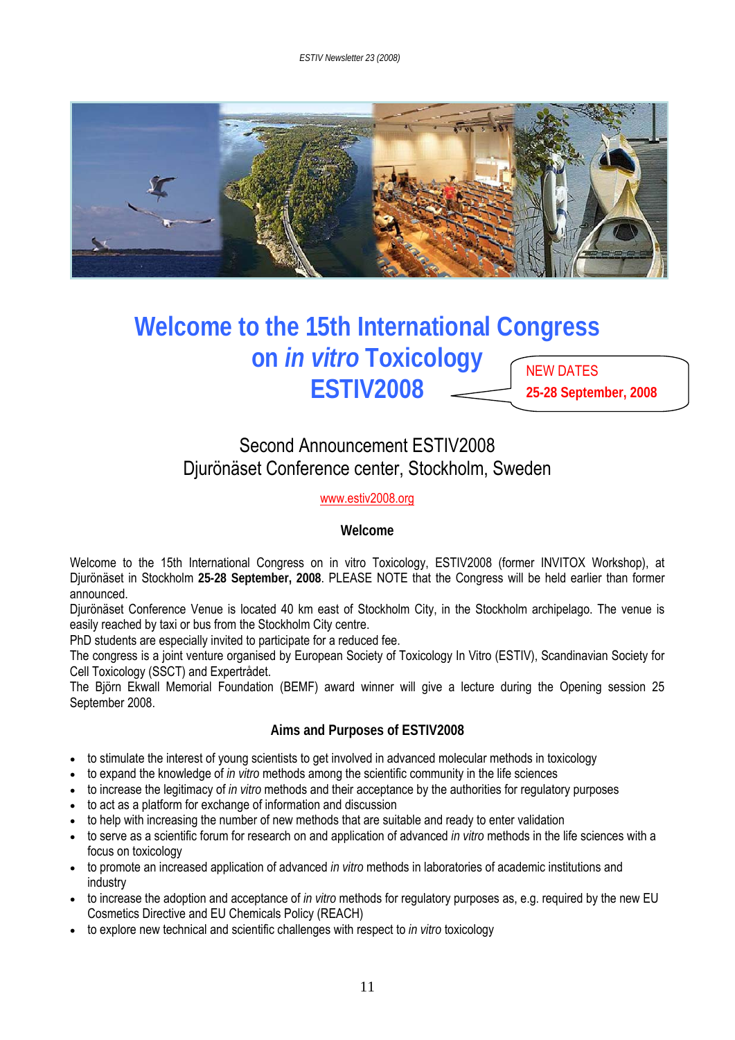# Welcome to the 15th International Congress on *in vitro* Toxicology ESTIV2008

NEW DATES
**25-28 September, 2008**

## Second Announcement ESTIV2008
## Djurönäset Conference center, Stockholm, Sweden

www.estiv2008.org

### Welcome

Welcome to the 15th International Congress on in vitro Toxicology, ESTIV2008 (former INVITOX Workshop), at Djurönäset in Stockholm **25-28 September, 2008**. PLEASE NOTE that the Congress will be held earlier than former announced.

Djurönäset Conference Venue is located 40 km east of Stockholm City, in the Stockholm archipelago. The venue is easily reached by taxi or bus from the Stockholm City centre.

PhD students are especially invited to participate for a reduced fee.

The congress is a joint venture organised by European Society of Toxicology In Vitro (ESTIV), Scandinavian Society for Cell Toxicology (SSCT) and Expertrådet.

The Björn Ekwall Memorial Foundation (BEMF) award winner will give a lecture during the Opening session 25 September 2008.

### Aims and Purposes of ESTIV2008

- to stimulate the interest of young scientists to get involved in advanced molecular methods in toxicology
- to expand the knowledge of *in vitro* methods among the scientific community in the life sciences
- to increase the legitimacy of *in vitro* methods and their acceptance by the authorities for regulatory purposes
- to act as a platform for exchange of information and discussion
- to help with increasing the number of new methods that are suitable and ready to enter validation
- to serve as a scientific forum for research on and application of advanced *in vitro* methods in the life sciences with a focus on toxicology
- to promote an increased application of advanced *in vitro* methods in laboratories of academic institutions and industry
- to increase the adoption and acceptance of *in vitro* methods for regulatory purposes as, e.g. required by the new EU Cosmetics Directive and EU Chemicals Policy (REACH)
- to explore new technical and scientific challenges with respect to *in vitro* toxicology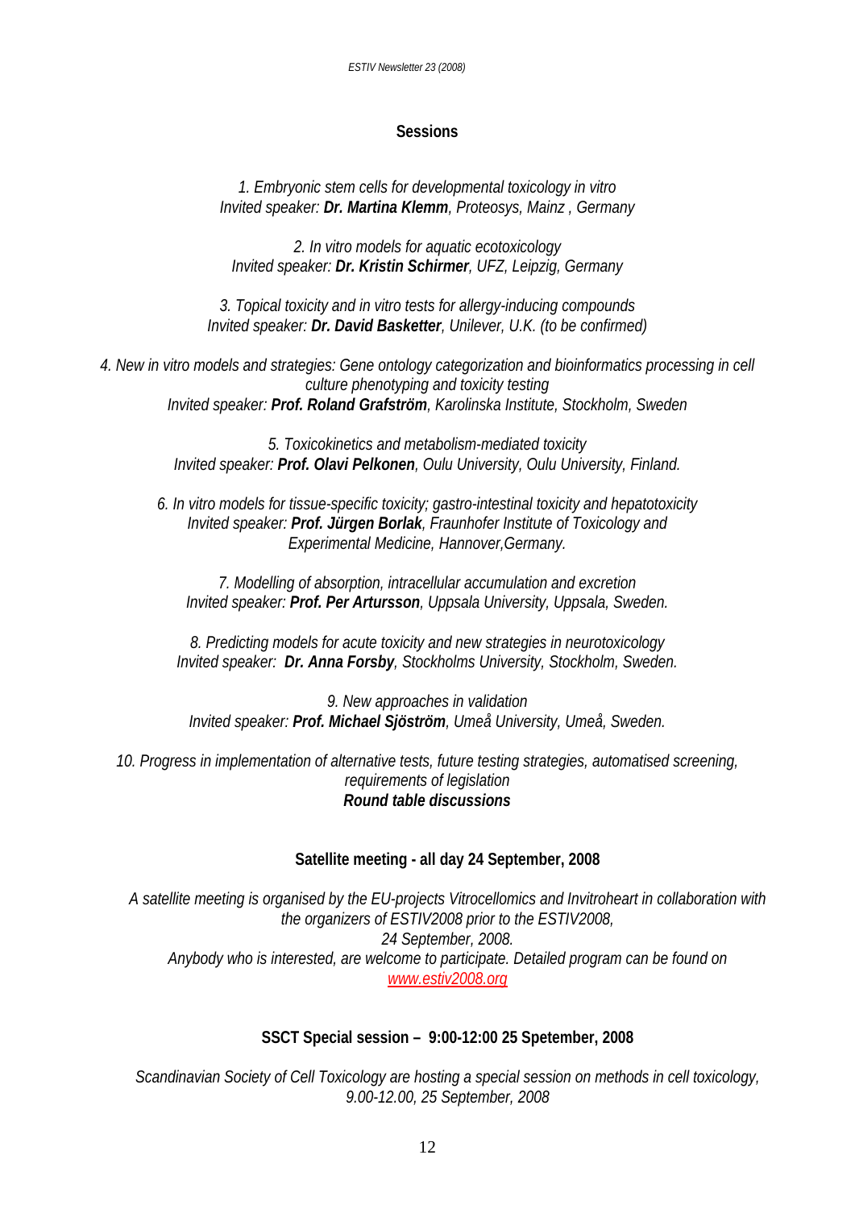## Sessions

*1. Embryonic stem cells for developmental toxicology in vitro*
*Invited speaker: **Dr. Martina Klemm**, Proteosys, Mainz , Germany*

*2. In vitro models for aquatic ecotoxicology*
*Invited speaker: **Dr. Kristin Schirmer**, UFZ, Leipzig, Germany*

*3. Topical toxicity and in vitro tests for allergy-inducing compounds*
*Invited speaker: **Dr. David Basketter**, Unilever, U.K. (to be confirmed)*

*4. New in vitro models and strategies: Gene ontology categorization and bioinformatics processing in cell culture phenotyping and toxicity testing*
*Invited speaker: **Prof. Roland Grafström**, Karolinska Institute, Stockholm, Sweden*

*5. Toxicokinetics and metabolism-mediated toxicity*
*Invited speaker: **Prof. Olavi Pelkonen**, Oulu University, Oulu University, Finland.*

*6. In vitro models for tissue-specific toxicity; gastro-intestinal toxicity and hepatotoxicity*
*Invited speaker: **Prof. Jürgen Borlak**, Fraunhofer Institute of Toxicology and Experimental Medicine, Hannover,Germany.*

*7. Modelling of absorption, intracellular accumulation and excretion*
*Invited speaker: **Prof. Per Artursson**, Uppsala University, Uppsala, Sweden.*

*8. Predicting models for acute toxicity and new strategies in neurotoxicology*
*Invited speaker: **Dr. Anna Forsby**, Stockholms University, Stockholm, Sweden.*

*9. New approaches in validation*
*Invited speaker: **Prof. Michael Sjöström**, Umeå University, Umeå, Sweden.*

*10. Progress in implementation of alternative tests, future testing strategies, automatised screening, requirements of legislation*
***Round table discussions***

### Satellite meeting - all day 24 September, 2008

*A satellite meeting is organised by the EU-projects Vitrocellomics and Invitroheart in collaboration with the organizers of ESTIV2008 prior to the ESTIV2008, 24 September, 2008.*
*Anybody who is interested, are welcome to participate. Detailed program can be found on [www.estiv2008.org](http://www.estiv2008.org)*

### SSCT Special session – 9:00-12:00 25 Spetember, 2008

*Scandinavian Society of Cell Toxicology are hosting a special session on methods in cell toxicology, 9.00-12.00, 25 September, 2008*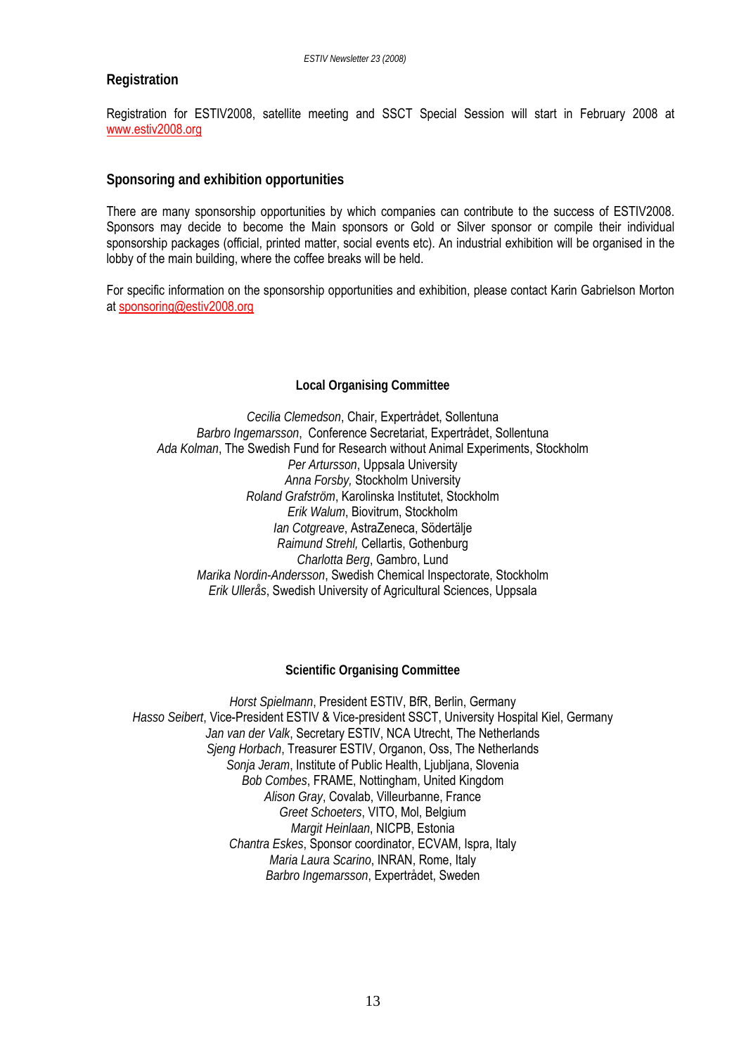## Registration

Registration for ESTIV2008, satellite meeting and SSCT Special Session will start in February 2008 at www.estiv2008.org

## Sponsoring and exhibition opportunities

There are many sponsorship opportunities by which companies can contribute to the success of ESTIV2008. Sponsors may decide to become the Main sponsors or Gold or Silver sponsor or compile their individual sponsorship packages (official, printed matter, social events etc). An industrial exhibition will be organised in the lobby of the main building, where the coffee breaks will be held.

For specific information on the sponsorship opportunities and exhibition, please contact Karin Gabrielson Morton at sponsoring@estiv2008.org

### Local Organising Committee

*Cecilia Clemedson*, Chair, Expertrådet, Sollentuna
*Barbro Ingemarsson*, Conference Secretariat, Expertrådet, Sollentuna
*Ada Kolman*, The Swedish Fund for Research without Animal Experiments, Stockholm
*Per Artursson*, Uppsala University
*Anna Forsby,* Stockholm University
*Roland Grafström*, Karolinska Institutet, Stockholm
*Erik Walum*, Biovitrum, Stockholm
*Ian Cotgreave*, AstraZeneca, Södertälje
*Raimund Strehl,* Cellartis, Gothenburg
*Charlotta Berg*, Gambro, Lund
*Marika Nordin-Andersson*, Swedish Chemical Inspectorate, Stockholm
*Erik Ullerås*, Swedish University of Agricultural Sciences, Uppsala

### Scientific Organising Committee

*Horst Spielmann*, President ESTIV, BfR, Berlin, Germany
*Hasso Seibert*, Vice-President ESTIV & Vice-president SSCT, University Hospital Kiel, Germany
*Jan van der Valk*, Secretary ESTIV, NCA Utrecht, The Netherlands
*Sjeng Horbach*, Treasurer ESTIV, Organon, Oss, The Netherlands
*Sonja Jeram*, Institute of Public Health, Ljubljana, Slovenia
*Bob Combes*, FRAME, Nottingham, United Kingdom
*Alison Gray*, Covalab, Villeurbanne, France
*Greet Schoeters*, VITO, Mol, Belgium
*Margit Heinlaan*, NICPB, Estonia
*Chantra Eskes*, Sponsor coordinator, ECVAM, Ispra, Italy
*Maria Laura Scarino*, INRAN, Rome, Italy
*Barbro Ingemarsson*, Expertrådet, Sweden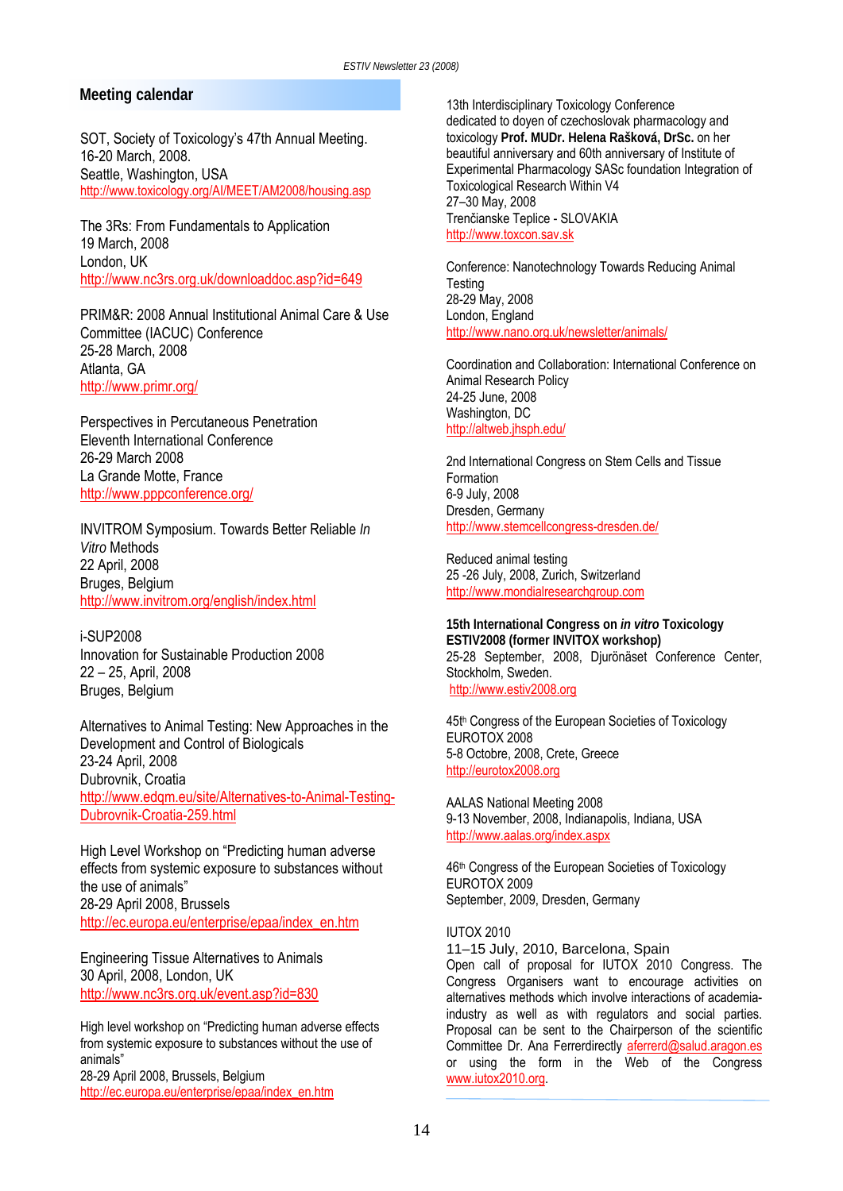## Meeting calendar

SOT, Society of Toxicology's 47th Annual Meeting.
16-20 March, 2008.
Seattle, Washington, USA
http://www.toxicology.org/AI/MEET/AM2008/housing.asp

The 3Rs: From Fundamentals to Application
19 March, 2008
London, UK
http://www.nc3rs.org.uk/downloaddoc.asp?id=649

PRIM&R: 2008 Annual Institutional Animal Care & Use Committee (IACUC) Conference
25-28 March, 2008
Atlanta, GA
http://www.primr.org/

Perspectives in Percutaneous Penetration
Eleventh International Conference
26-29 March 2008
La Grande Motte, France
http://www.pppconference.org/

INVITROM Symposium. Towards Better Reliable *In Vitro* Methods
22 April, 2008
Bruges, Belgium
http://www.invitrom.org/english/index.html

i-SUP2008
Innovation for Sustainable Production 2008
22 – 25, April, 2008
Bruges, Belgium

Alternatives to Animal Testing: New Approaches in the Development and Control of Biologicals
23-24 April, 2008
Dubrovnik, Croatia
http://www.edqm.eu/site/Alternatives-to-Animal-Testing-Dubrovnik-Croatia-259.html

High Level Workshop on "Predicting human adverse effects from systemic exposure to substances without the use of animals"
28-29 April 2008, Brussels
http://ec.europa.eu/enterprise/epaa/index_en.htm

Engineering Tissue Alternatives to Animals
30 April, 2008, London, UK
http://www.nc3rs.org.uk/event.asp?id=830

High level workshop on "Predicting human adverse effects from systemic exposure to substances without the use of animals"
28-29 April 2008, Brussels, Belgium
http://ec.europa.eu/enterprise/epaa/index_en.htm

13th Interdisciplinary Toxicology Conference dedicated to doyen of czechoslovak pharmacology and toxicology **Prof. MUDr. Helena Rašková, DrSc.** on her beautiful anniversary and 60th anniversary of Institute of Experimental Pharmacology SASc foundation Integration of Toxicological Research Within V4
27–30 May, 2008
Trenčianske Teplice - SLOVAKIA
http://www.toxcon.sav.sk

Conference: Nanotechnology Towards Reducing Animal Testing
28-29 May, 2008
London, England
http://www.nano.org.uk/newsletter/animals/

Coordination and Collaboration: International Conference on Animal Research Policy
24-25 June, 2008
Washington, DC
http://altweb.jhsph.edu/

2nd International Congress on Stem Cells and Tissue Formation
6-9 July, 2008
Dresden, Germany
http://www.stemcellcongress-dresden.de/

Reduced animal testing
25 -26 July, 2008, Zurich, Switzerland
http://www.mondialresearchgroup.com

**15th International Congress on *in vitro* Toxicology ESTIV2008 (former INVITOX workshop)**
25-28 September, 2008, Djurönäset Conference Center, Stockholm, Sweden.
http://www.estiv2008.org

45th Congress of the European Societies of Toxicology EUROTOX 2008
5-8 Octobre, 2008, Crete, Greece
http://eurotox2008.org

AALAS National Meeting 2008
9-13 November, 2008, Indianapolis, Indiana, USA
http://www.aalas.org/index.aspx

46th Congress of the European Societies of Toxicology EUROTOX 2009
September, 2009, Dresden, Germany

IUTOX 2010
11–15 July, 2010, Barcelona, Spain
Open call of proposal for IUTOX 2010 Congress. The Congress Organisers want to encourage activities on alternatives methods which involve interactions of academia-industry as well as with regulators and social parties. Proposal can be sent to the Chairperson of the scientific Committee Dr. Ana Ferrerdirectly aferrerd@salud.aragon.es or using the form in the Web of the Congress www.iutox2010.org.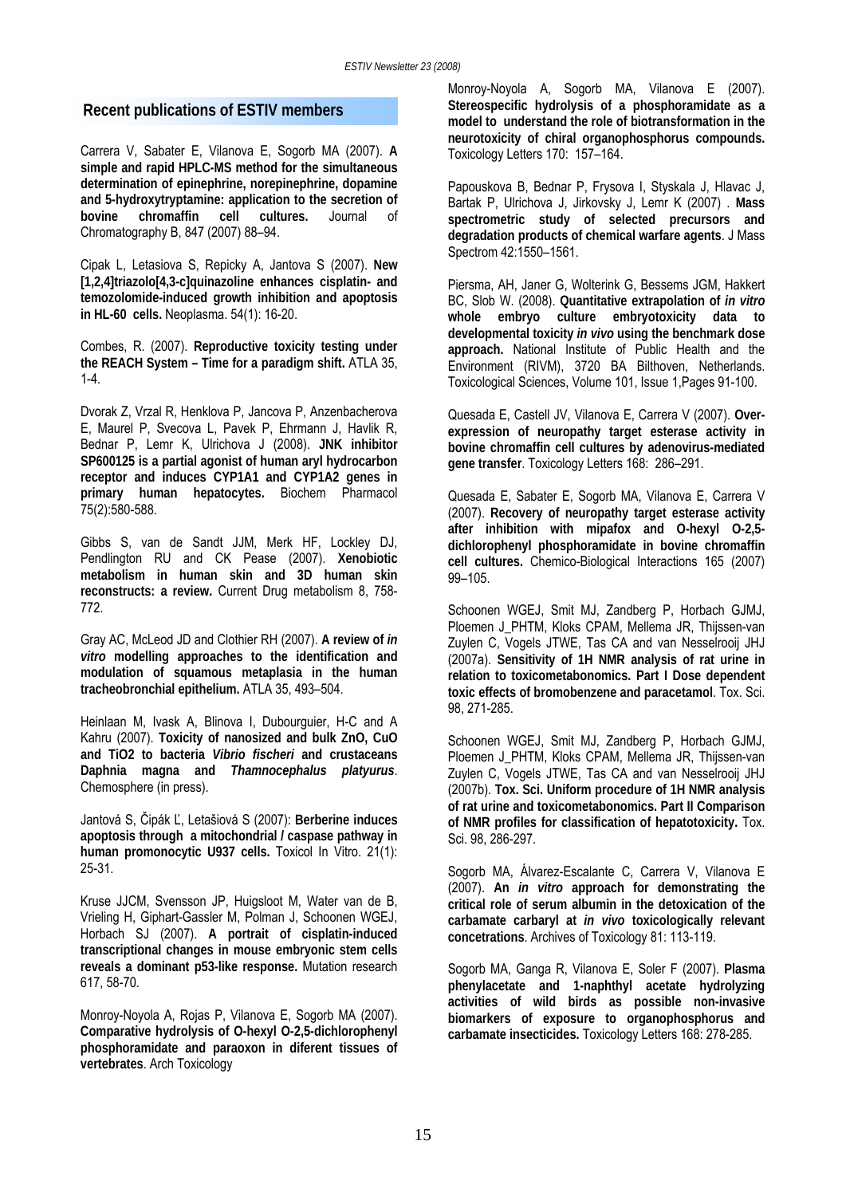## Recent publications of ESTIV members

Carrera V, Sabater E, Vilanova E, Sogorb MA (2007). **A simple and rapid HPLC-MS method for the simultaneous determination of epinephrine, norepinephrine, dopamine and 5-hydroxytryptamine: application to the secretion of bovine chromaffin cell cultures.** Journal of Chromatography B, 847 (2007) 88–94.

Cipak L, Letasiova S, Repicky A, Jantova S (2007). **New [1,2,4]triazolo[4,3-c]quinazoline enhances cisplatin- and temozolomide-induced growth inhibition and apoptosis in HL-60 cells.** Neoplasma. 54(1): 16-20.

Combes, R. (2007). **Reproductive toxicity testing under the REACH System – Time for a paradigm shift.** ATLA 35, 1-4.

Dvorak Z, Vrzal R, Henklova P, Jancova P, Anzenbacherova E, Maurel P, Svecova L, Pavek P, Ehrmann J, Havlik R, Bednar P, Lemr K, Ulrichova J (2008). **JNK inhibitor SP600125 is a partial agonist of human aryl hydrocarbon receptor and induces CYP1A1 and CYP1A2 genes in primary human hepatocytes.** Biochem Pharmacol 75(2):580-588.

Gibbs S, van de Sandt JJM, Merk HF, Lockley DJ, Pendlington RU and CK Pease (2007). **Xenobiotic metabolism in human skin and 3D human skin reconstructs: a review.** Current Drug metabolism 8, 758-772.

Gray AC, McLeod JD and Clothier RH (2007). **A review of *in vitro* modelling approaches to the identification and modulation of squamous metaplasia in the human tracheobronchial epithelium.** ATLA 35, 493–504.

Heinlaan M, Ivask A, Blinova I, Dubourguier, H-C and A Kahru (2007). **Toxicity of nanosized and bulk ZnO, CuO and TiO2 to bacteria *Vibrio fischeri* and crustaceans Daphnia magna and *Thamnocephalus platyurus*.** Chemosphere (in press).

Jantová S, Čipák Ľ, Letašiová S (2007): **Berberine induces apoptosis through a mitochondrial / caspase pathway in human promonocytic U937 cells.** Toxicol In Vitro. 21(1): 25-31.

Kruse JJCM, Svensson JP, Huigsloot M, Water van de B, Vrieling H, Giphart-Gassler M, Polman J, Schoonen WGEJ, Horbach SJ (2007). **A portrait of cisplatin-induced transcriptional changes in mouse embryonic stem cells reveals a dominant p53-like response.** Mutation research 617, 58-70.

Monroy-Noyola A, Rojas P, Vilanova E, Sogorb MA (2007). **Comparative hydrolysis of O-hexyl O-2,5-dichlorophenyl phosphoramidate and paraoxon in diferent tissues of vertebrates**. Arch Toxicology

Monroy-Noyola A, Sogorb MA, Vilanova E (2007). **Stereospecific hydrolysis of a phosphoramidate as a model to understand the role of biotransformation in the neurotoxicity of chiral organophosphorus compounds.** Toxicology Letters 170: 157–164.

Papouskova B, Bednar P, Frysova I, Styskala J, Hlavac J, Bartak P, Ulrichova J, Jirkovsky J, Lemr K (2007) . **Mass spectrometric study of selected precursors and degradation products of chemical warfare agents**. J Mass Spectrom 42:1550–1561.

Piersma, AH, Janer G, Wolterink G, Bessems JGM, Hakkert BC, Slob W. (2008). **Quantitative extrapolation of *in vitro* whole embryo culture embryotoxicity data to developmental toxicity *in vivo* using the benchmark dose approach.** National Institute of Public Health and the Environment (RIVM), 3720 BA Bilthoven, Netherlands. Toxicological Sciences, Volume 101, Issue 1,Pages 91-100.

Quesada E, Castell JV, Vilanova E, Carrera V (2007). **Over-expression of neuropathy target esterase activity in bovine chromaffin cell cultures by adenovirus-mediated gene transfer**. Toxicology Letters 168: 286–291.

Quesada E, Sabater E, Sogorb MA, Vilanova E, Carrera V (2007). **Recovery of neuropathy target esterase activity after inhibition with mipafox and O-hexyl O-2,5-dichlorophenyl phosphoramidate in bovine chromaffin cell cultures.** Chemico-Biological Interactions 165 (2007) 99–105.

Schoonen WGEJ, Smit MJ, Zandberg P, Horbach GJMJ, Ploemen J_PHTM, Kloks CPAM, Mellema JR, Thijssen-van Zuylen C, Vogels JTWE, Tas CA and van Nesselrooij JHJ (2007a). **Sensitivity of 1H NMR analysis of rat urine in relation to toxicometabonomics. Part I Dose dependent toxic effects of bromobenzene and paracetamol**. Tox. Sci. 98, 271-285.

Schoonen WGEJ, Smit MJ, Zandberg P, Horbach GJMJ, Ploemen J_PHTM, Kloks CPAM, Mellema JR, Thijssen-van Zuylen C, Vogels JTWE, Tas CA and van Nesselrooij JHJ (2007b). **Tox. Sci. Uniform procedure of 1H NMR analysis of rat urine and toxicometabonomics. Part II Comparison of NMR profiles for classification of hepatotoxicity.** Tox. Sci. 98, 286-297.

Sogorb MA, Álvarez-Escalante C, Carrera V, Vilanova E (2007). **An *in vitro* approach for demonstrating the critical role of serum albumin in the detoxication of the carbamate carbaryl at *in vivo* toxicologically relevant concetrations**. Archives of Toxicology 81: 113-119.

Sogorb MA, Ganga R, Vilanova E, Soler F (2007). **Plasma phenylacetate and 1-naphthyl acetate hydrolyzing activities of wild birds as possible non-invasive biomarkers of exposure to organophosphorus and carbamate insecticides.** Toxicology Letters 168: 278-285.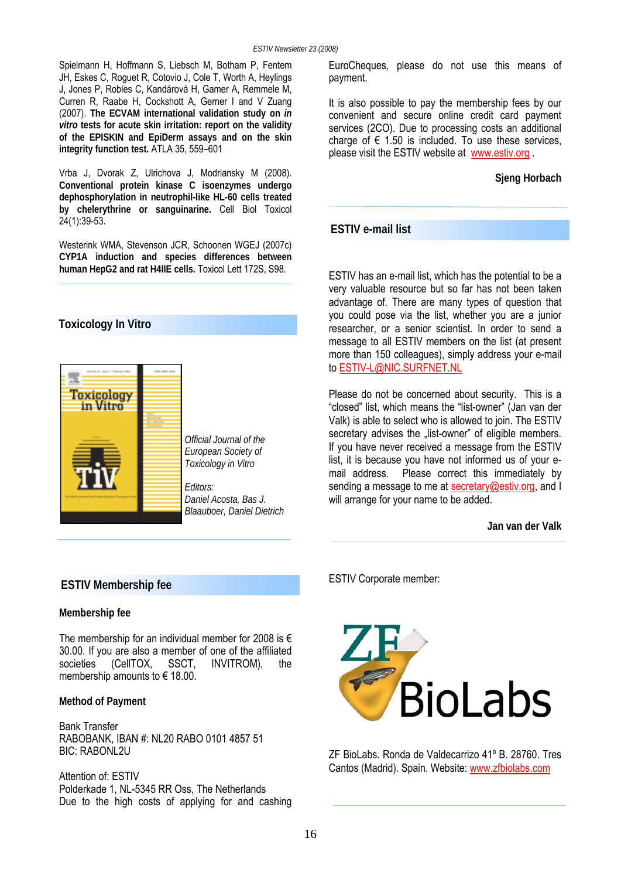Spielmann H, Hoffmann S, Liebsch M, Botham P, Fentem JH, Eskes C, Roguet R, Cotovio J, Cole T, Worth A, Heylings J, Jones P, Robles C, Kandárová H, Gamer A, Remmele M, Curren R, Raabe H, Cockshott A, Gerner I and V Zuang (2007). **The ECVAM international validation study on *in vitro* tests for acute skin irritation: report on the validity of the EPISKIN and EpiDerm assays and on the skin integrity function test.** ATLA 35, 559–601

Vrba J, Dvorak Z, Ulrichova J, Modriansky M (2008). **Conventional protein kinase C isoenzymes undergo dephosphorylation in neutrophil-like HL-60 cells treated by chelerythrine or sanguinarine.** Cell Biol Toxicol 24(1):39-53.

Westerink WMA, Stevenson JCR, Schoonen WGEJ (2007c) **CYP1A induction and species differences between human HepG2 and rat H4IIE cells.** Toxicol Lett 172S, S98.

## Toxicology In Vitro

*Official Journal of the European Society of Toxicology in Vitro*

*Editors: Daniel Acosta, Bas J. Blaauboer, Daniel Dietrich*

## ESTIV Membership fee

### Membership fee

The membership for an individual member for 2008 is € 30.00. If you are also a member of one of the affiliated societies (CellTOX, SSCT, INVITROM), the membership amounts to € 18.00.

### Method of Payment

Bank Transfer
RABOBANK, IBAN #: NL20 RABO 0101 4857 51
BIC: RABONL2U

Attention of: ESTIV
Polderkade 1, NL-5345 RR Oss, The Netherlands
Due to the high costs of applying for and cashing EuroCheques, please do not use this means of payment.

It is also possible to pay the membership fees by our convenient and secure online credit card payment services (2CO). Due to processing costs an additional charge of € 1.50 is included. To use these services, please visit the ESTIV website at www.estiv.org .

**Sjeng Horbach**

## ESTIV e-mail list

ESTIV has an e-mail list, which has the potential to be a very valuable resource but so far has not been taken advantage of. There are many types of question that you could pose via the list, whether you are a junior researcher, or a senior scientist. In order to send a message to all ESTIV members on the list (at present more than 150 colleagues), simply address your e-mail to ESTIV-L@NIC.SURFNET.NL

Please do not be concerned about security. This is a "closed" list, which means the "list-owner" (Jan van der Valk) is able to select who is allowed to join. The ESTIV secretary advises the „list-owner" of eligible members. If you have never received a message from the ESTIV list, it is because you have not informed us of your e-mail address. Please correct this immediately by sending a message to me at secretary@estiv.org, and I will arrange for your name to be added.

**Jan van der Valk**

ESTIV Corporate member:

ZF BioLabs. Ronda de Valdecarrizo 41º B. 28760. Tres Cantos (Madrid). Spain. Website: www.zfbiolabs.com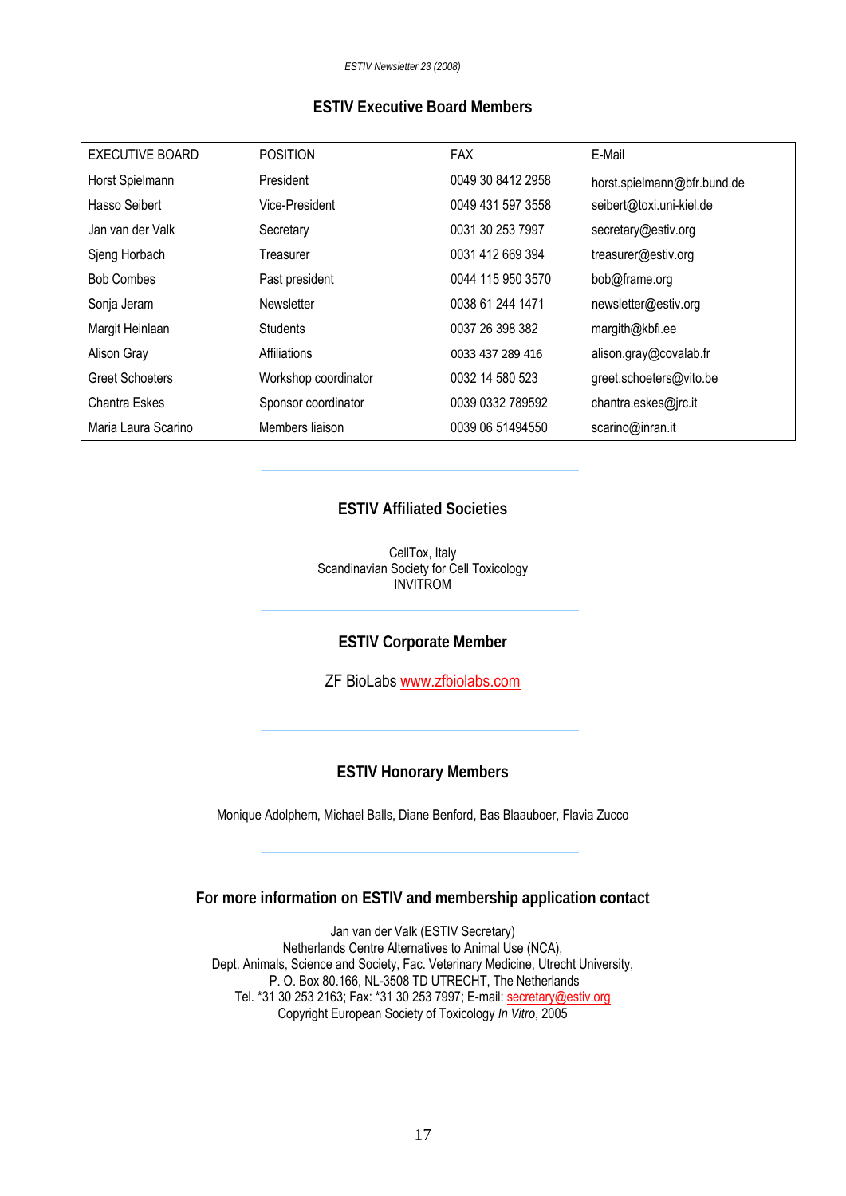## ESTIV Executive Board Members

| EXECUTIVE BOARD | POSITION | FAX | E-Mail |
|---|---|---|---|
| Horst Spielmann | President | 0049 30 8412 2958 | horst.spielmann@bfr.bund.de |
| Hasso Seibert | Vice-President | 0049 431 597 3558 | seibert@toxi.uni-kiel.de |
| Jan van der Valk | Secretary | 0031 30 253 7997 | secretary@estiv.org |
| Sjeng Horbach | Treasurer | 0031 412 669 394 | treasurer@estiv.org |
| Bob Combes | Past president | 0044 115 950 3570 | bob@frame.org |
| Sonja Jeram | Newsletter | 0038 61 244 1471 | newsletter@estiv.org |
| Margit Heinlaan | Students | 0037 26 398 382 | margith@kbfi.ee |
| Alison Gray | Affiliations | 0033 437 289 416 | alison.gray@covalab.fr |
| Greet Schoeters | Workshop coordinator | 0032 14 580 523 | greet.schoeters@vito.be |
| Chantra Eskes | Sponsor coordinator | 0039 0332 789592 | chantra.eskes@jrc.it |
| Maria Laura Scarino | Members liaison | 0039 06 51494550 | scarino@inran.it |

## ESTIV Affiliated Societies

CellTox, Italy
Scandinavian Society for Cell Toxicology
INVITROM

## ESTIV Corporate Member

ZF BioLabs www.zfbiolabs.com

## ESTIV Honorary Members

Monique Adolphem, Michael Balls, Diane Benford, Bas Blaauboer, Flavia Zucco

## For more information on ESTIV and membership application contact

Jan van der Valk (ESTIV Secretary)
Netherlands Centre Alternatives to Animal Use (NCA),
Dept. Animals, Science and Society, Fac. Veterinary Medicine, Utrecht University,
P. O. Box 80.166, NL-3508 TD UTRECHT, The Netherlands
Tel. *31 30 253 2163; Fax: *31 30 253 7997; E-mail: secretary@estiv.org
Copyright European Society of Toxicology *In Vitro*, 2005